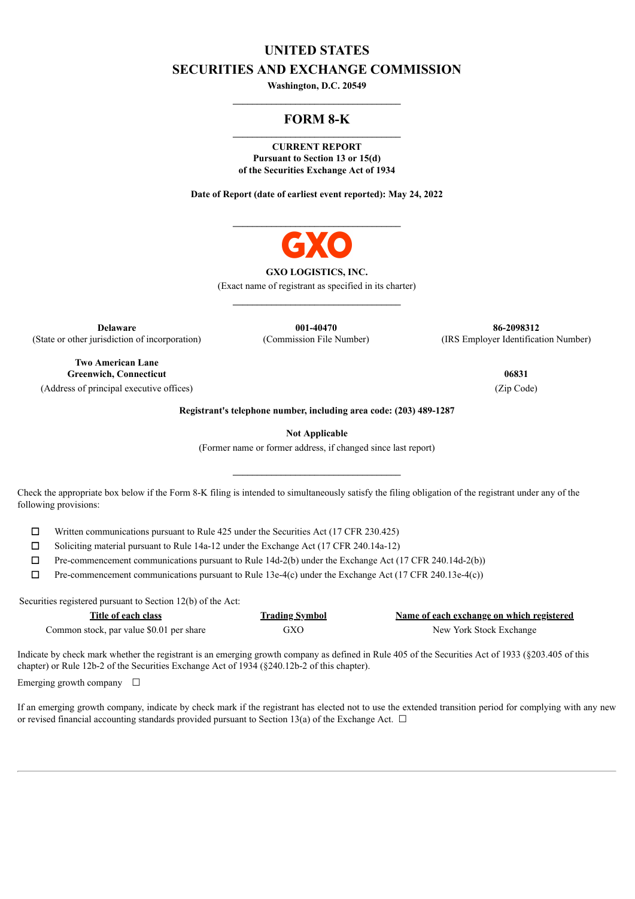# UNITED STATES
# SECURITIES AND EXCHANGE COMMISSION

**Washington, D.C. 20549**

---

## FORM 8-K

---

**CURRENT REPORT**
**Pursuant to Section 13 or 15(d)**
**of the Securities Exchange Act of 1934**

**Date of Report (date of earliest event reported): May 24, 2022**

---

GXO

**GXO LOGISTICS, INC.**
(Exact name of registrant as specified in its charter)

---

| **Delaware** | **001-40470** | **86-2098312** |
|---|---|---|
| (State or other jurisdiction of incorporation) | (Commission File Number) | (IRS Employer Identification Number) |

| **Two American Lane Greenwich, Connecticut** | **06831** |
|---|---|
| (Address of principal executive offices) | (Zip Code) |

**Registrant's telephone number, including area code: (203) 489-1287**

**Not Applicable**
(Former name or former address, if changed since last report)

---

Check the appropriate box below if the Form 8-K filing is intended to simultaneously satisfy the filing obligation of the registrant under any of the following provisions:

- ☐ Written communications pursuant to Rule 425 under the Securities Act (17 CFR 230.425)
- ☐ Soliciting material pursuant to Rule 14a-12 under the Exchange Act (17 CFR 240.14a-12)
- ☐ Pre-commencement communications pursuant to Rule 14d-2(b) under the Exchange Act (17 CFR 240.14d-2(b))
- ☐ Pre-commencement communications pursuant to Rule 13e-4(c) under the Exchange Act (17 CFR 240.13e-4(c))

Securities registered pursuant to Section 12(b) of the Act:

| Title of each class | Trading Symbol | Name of each exchange on which registered |
|---|---|---|
| Common stock, par value $0.01 per share | GXO | New York Stock Exchange |

Indicate by check mark whether the registrant is an emerging growth company as defined in Rule 405 of the Securities Act of 1933 (§203.405 of this chapter) or Rule 12b-2 of the Securities Exchange Act of 1934 (§240.12b-2 of this chapter).

Emerging growth company ☐

If an emerging growth company, indicate by check mark if the registrant has elected not to use the extended transition period for complying with any new or revised financial accounting standards provided pursuant to Section 13(a) of the Exchange Act. ☐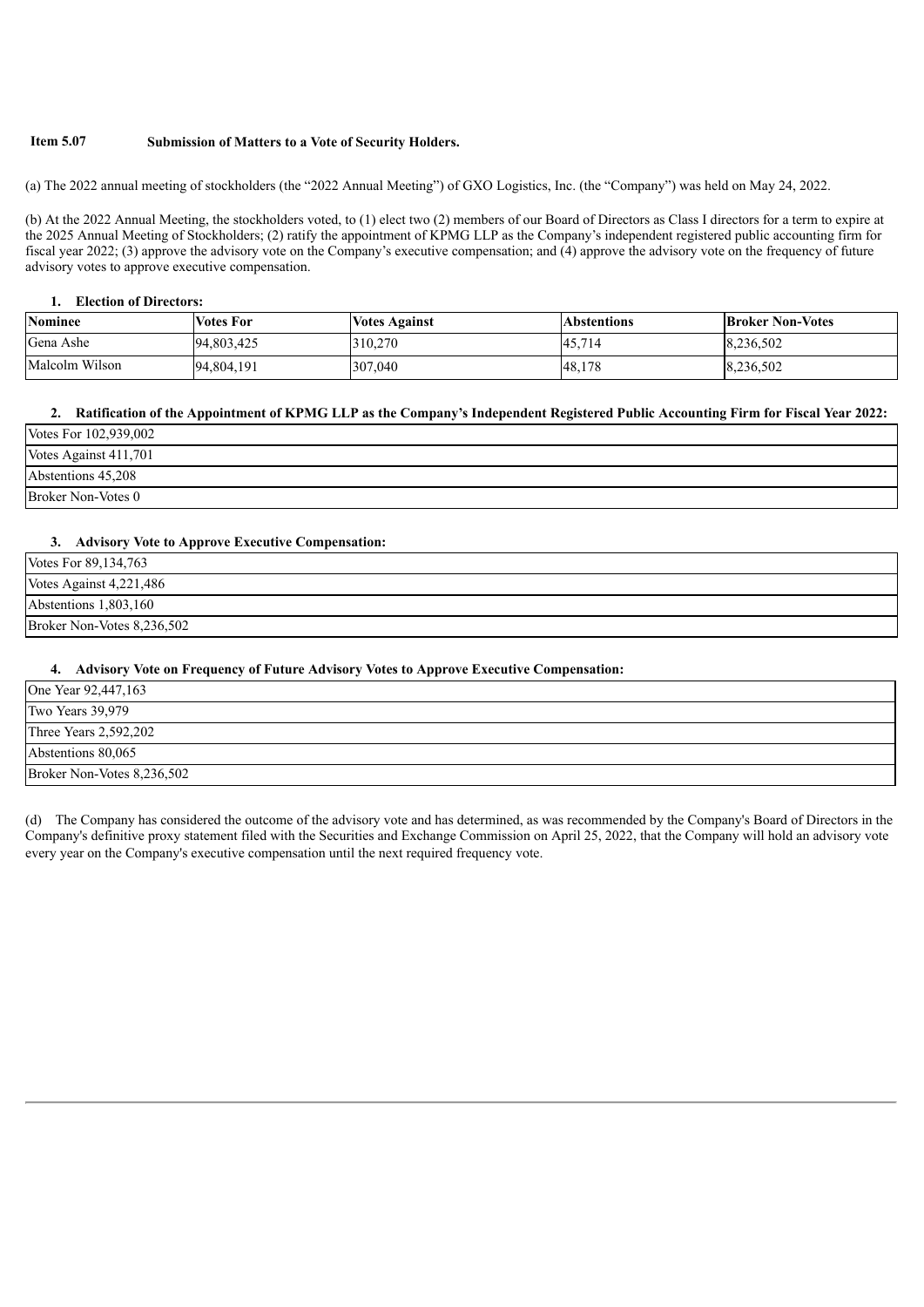**Item 5.07 Submission of Matters to a Vote of Security Holders.**

(a) The 2022 annual meeting of stockholders (the "2022 Annual Meeting") of GXO Logistics, Inc. (the "Company") was held on May 24, 2022.

(b) At the 2022 Annual Meeting, the stockholders voted, to (1) elect two (2) members of our Board of Directors as Class I directors for a term to expire at the 2025 Annual Meeting of Stockholders; (2) ratify the appointment of KPMG LLP as the Company's independent registered public accounting firm for fiscal year 2022; (3) approve the advisory vote on the Company's executive compensation; and (4) approve the advisory vote on the frequency of future advisory votes to approve executive compensation.

**1. Election of Directors:**

| Nominee | Votes For | Votes Against | Abstentions | Broker Non-Votes |
|---|---|---|---|---|
| Gena Ashe | 94,803,425 | 310,270 | 45,714 | 8,236,502 |
| Malcolm Wilson | 94,804,191 | 307,040 | 48,178 | 8,236,502 |

**2. Ratification of the Appointment of KPMG LLP as the Company's Independent Registered Public Accounting Firm for Fiscal Year 2022:**

| |
|---|
| Votes For 102,939,002 |
| Votes Against 411,701 |
| Abstentions 45,208 |
| Broker Non-Votes 0 |

**3. Advisory Vote to Approve Executive Compensation:**

| |
|---|
| Votes For 89,134,763 |
| Votes Against 4,221,486 |
| Abstentions 1,803,160 |
| Broker Non-Votes 8,236,502 |

**4. Advisory Vote on Frequency of Future Advisory Votes to Approve Executive Compensation:**

| |
|---|
| One Year 92,447,163 |
| Two Years 39,979 |
| Three Years 2,592,202 |
| Abstentions 80,065 |
| Broker Non-Votes 8,236,502 |

(d) The Company has considered the outcome of the advisory vote and has determined, as was recommended by the Company's Board of Directors in the Company's definitive proxy statement filed with the Securities and Exchange Commission on April 25, 2022, that the Company will hold an advisory vote every year on the Company's executive compensation until the next required frequency vote.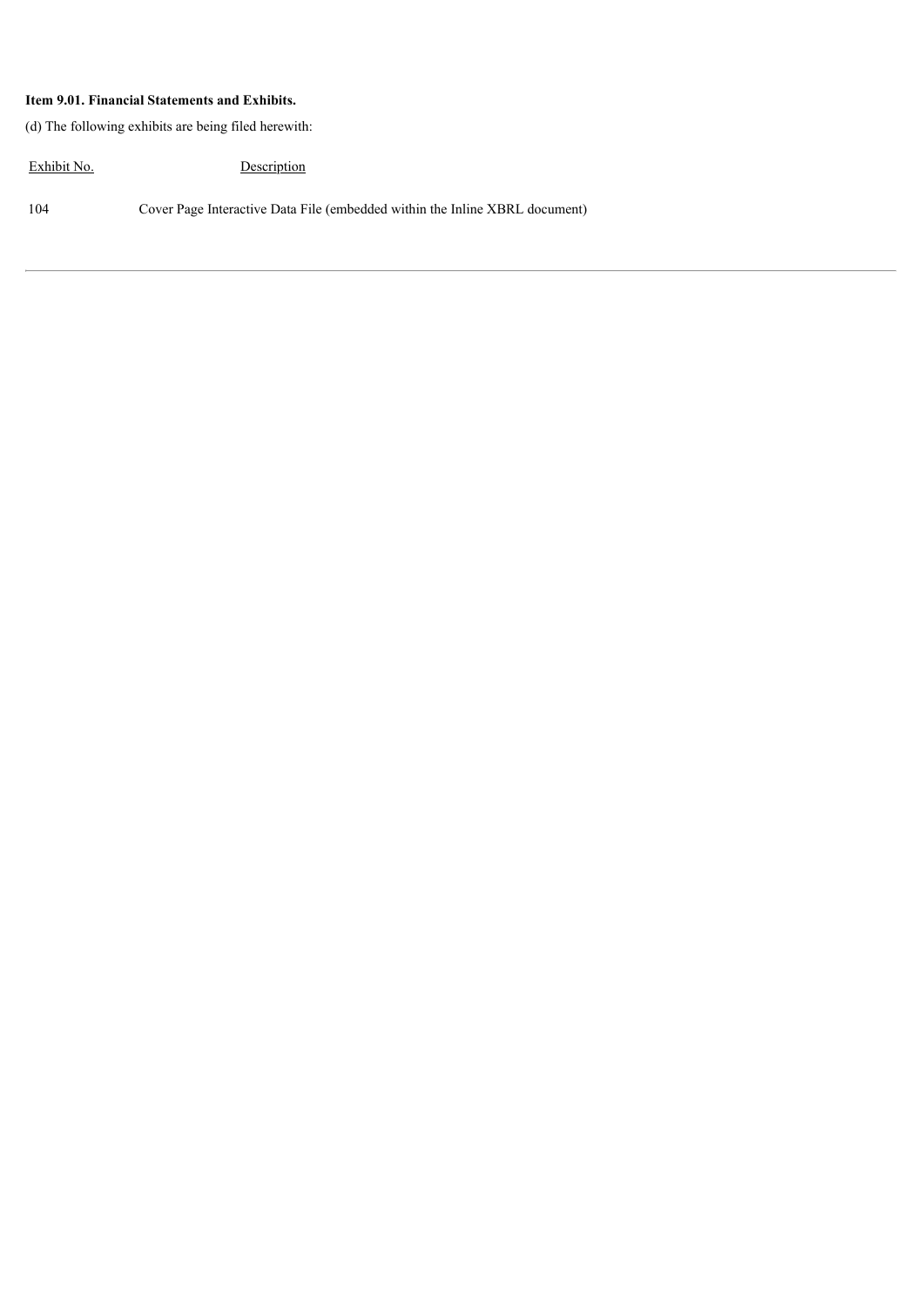**Item 9.01. Financial Statements and Exhibits.**

(d) The following exhibits are being filed herewith:

| Exhibit No. | Description |
| --- | --- |
| 104 | Cover Page Interactive Data File (embedded within the Inline XBRL document) |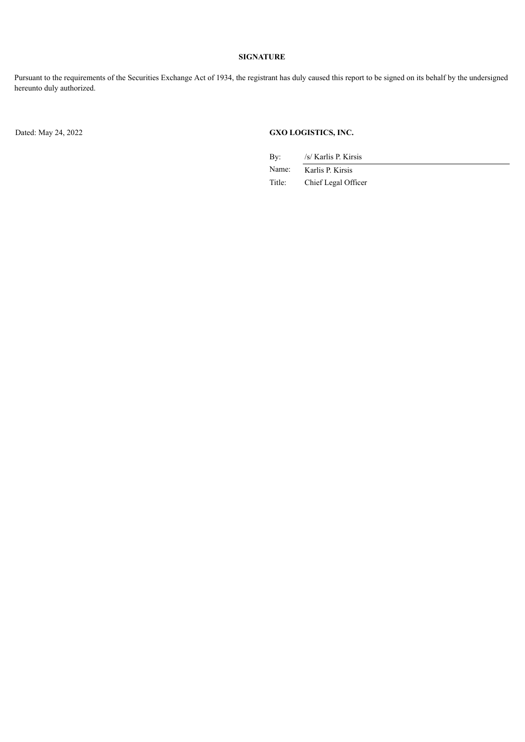**SIGNATURE**

Pursuant to the requirements of the Securities Exchange Act of 1934, the registrant has duly caused this report to be signed on its behalf by the undersigned hereunto duly authorized.

Dated: May 24, 2022

**GXO LOGISTICS, INC.**

| | |
|---|---|
| By: | /s/ Karlis P. Kirsis |
| Name: | Karlis P. Kirsis |
| Title: | Chief Legal Officer |